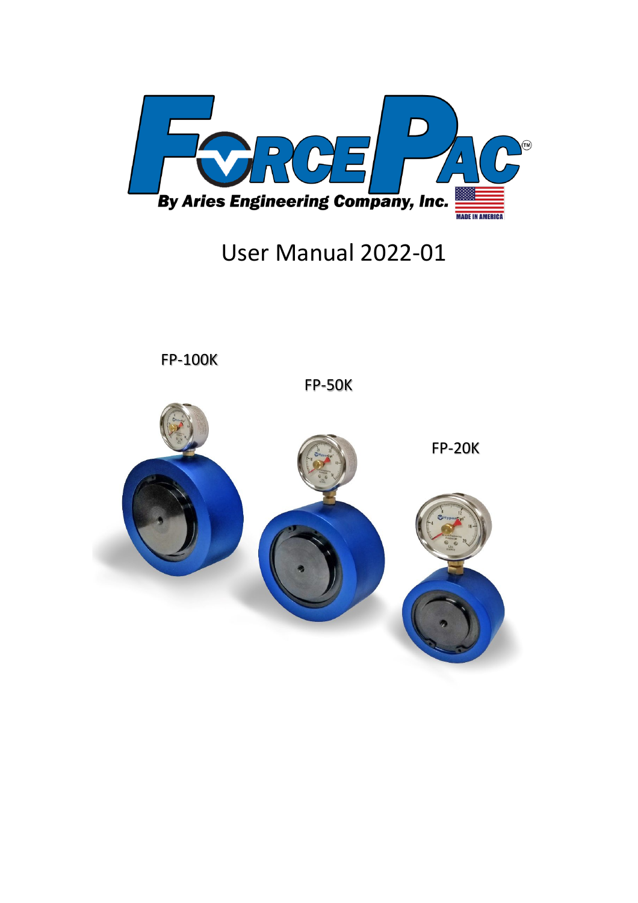# ForcePac™

By Aries Engineering Company, Inc.

MADE IN AMERICA

## User Manual 2022-01

FP-100K

FP-50K

FP-20K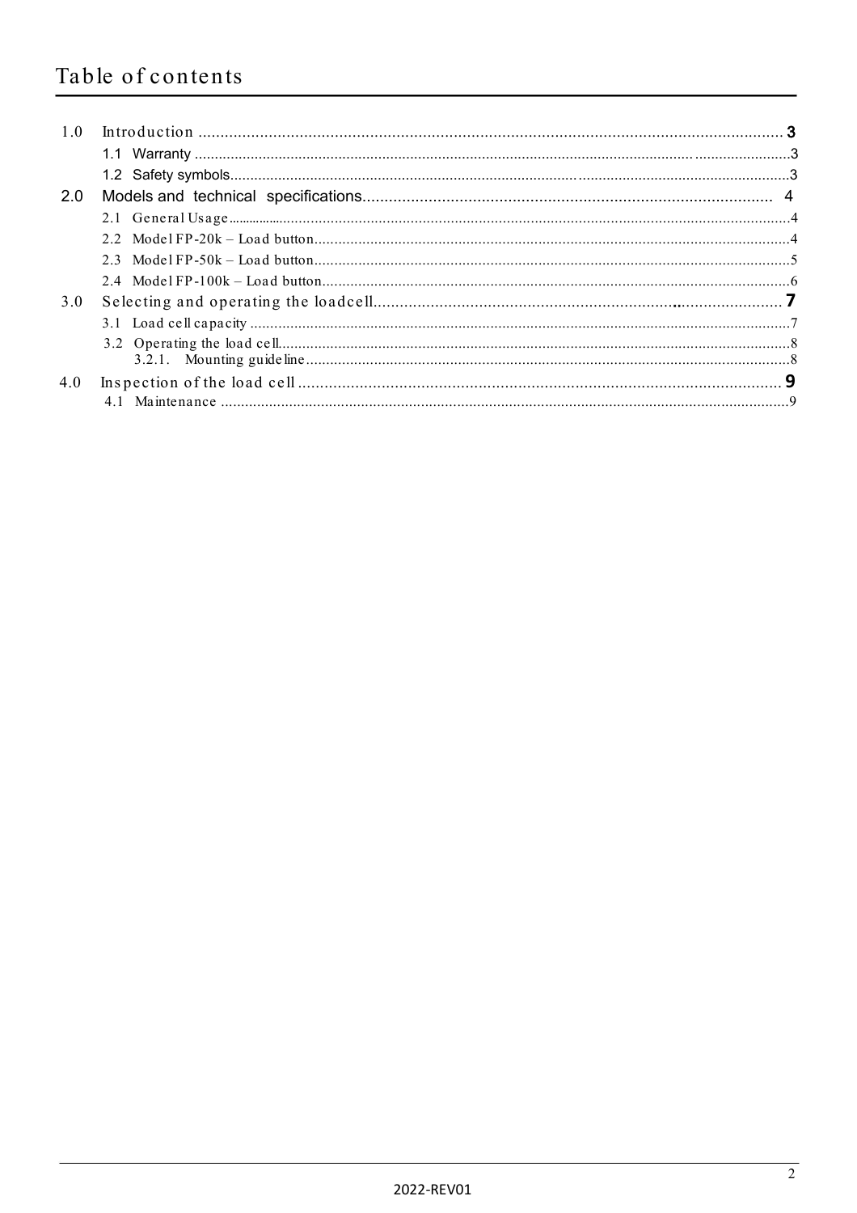# Table of contents

1.0 Introduction ........ 3
  - 1.1 Warranty ........ 3
  - 1.2 Safety symbols ........ 3

2.0 Models and technical specifications ........ 4
  - 2.1 General Usage ........ 4
  - 2.2 Model FP-20k – Load button ........ 4
  - 2.3 Model FP-50k – Load button ........ 5
  - 2.4 Model FP-100k – Load button ........ 6

3.0 Selecting and operating the loadcell ........ 7
  - 3.1 Load cell capacity ........ 7
  - 3.2 Operating the load cell ........ 8
    - 3.2.1. Mounting guideline ........ 8

4.0 Inspection of the load cell ........ 9
  - 4.1 Maintenance ........ 9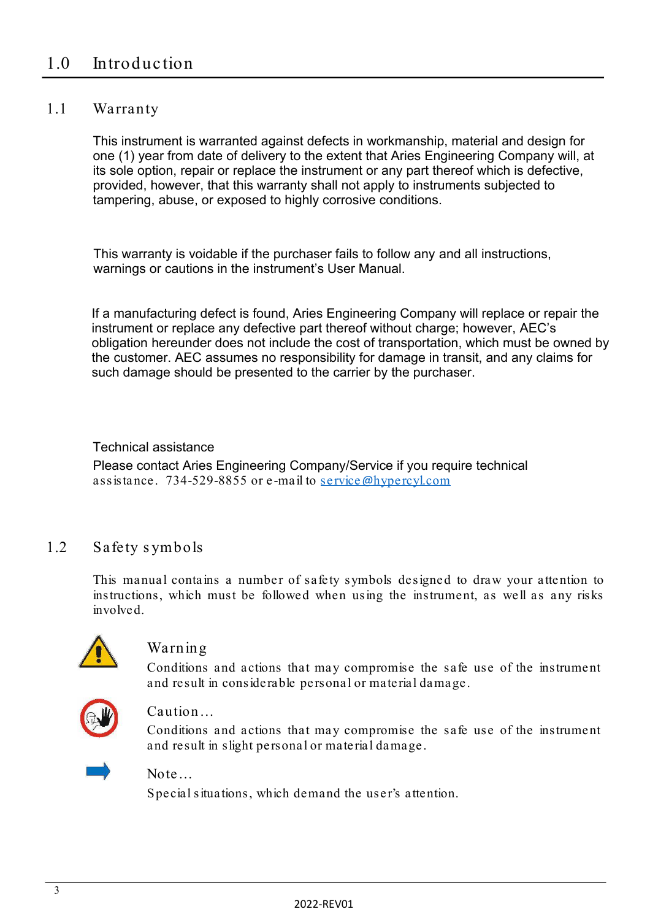# 1.0 Introduction

## 1.1 Warranty

This instrument is warranted against defects in workmanship, material and design for one (1) year from date of delivery to the extent that Aries Engineering Company will, at its sole option, repair or replace the instrument or any part thereof which is defective, provided, however, that this warranty shall not apply to instruments subjected to tampering, abuse, or exposed to highly corrosive conditions.

This warranty is voidable if the purchaser fails to follow any and all instructions, warnings or cautions in the instrument's User Manual.

If a manufacturing defect is found, Aries Engineering Company will replace or repair the instrument or replace any defective part thereof without charge; however, AEC's obligation hereunder does not include the cost of transportation, which must be owned by the customer. AEC assumes no responsibility for damage in transit, and any claims for such damage should be presented to the carrier by the purchaser.

Technical assistance

Please contact Aries Engineering Company/Service if you require technical assistance. 734-529-8855 or e-mail to service@hypercyl.com

## 1.2 Safety symbols

This manual contains a number of safety symbols designed to draw your attention to instructions, which must be followed when using the instrument, as well as any risks involved.

**Warning**
Conditions and actions that may compromise the safe use of the instrument and result in considerable personal or material damage.

**Caution…**
Conditions and actions that may compromise the safe use of the instrument and result in slight personal or material damage.

**Note…**
Special situations, which demand the user's attention.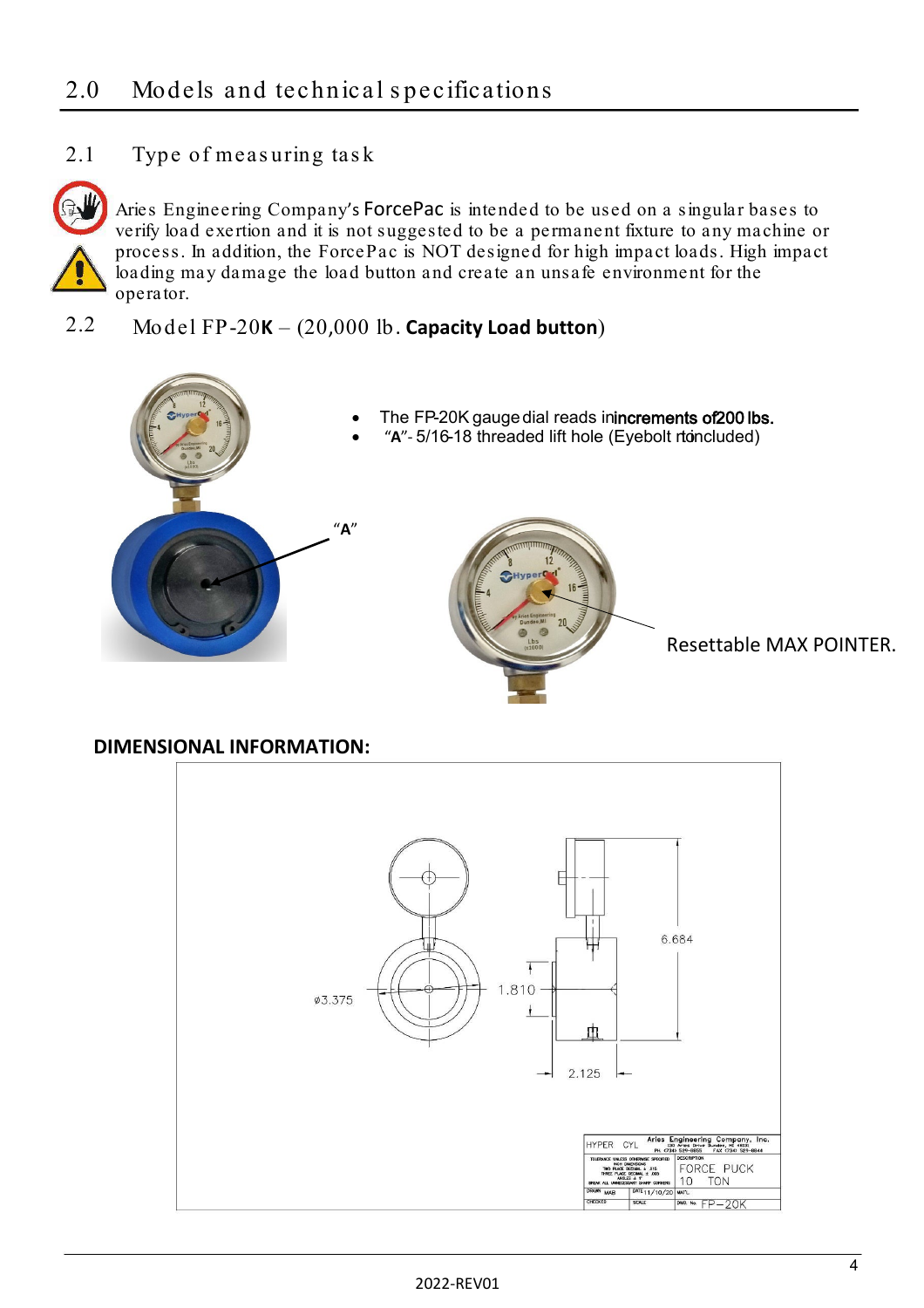## 2.0 Models and technical specifications

### 2.1 Type of measuring task

Aries Engineering Company's ForcePac is intended to be used on a singular bases to verify load exertion and it is not suggested to be a permanent fixture to any machine or process. In addition, the ForcePac is NOT designed for high impact loads. High impact loading may damage the load button and create an unsafe environment for the operator.

### 2.2 Model FP-20**K** – (20,000 lb. **Capacity Load button**)

- The FP-20K gauge dial reads in **increments of 200 lbs.**
- "**A**"- 5/16-18 threaded lift hole (Eyebolt not included)

"**A**"

Resettable MAX POINTER.

**DIMENSIONAL INFORMATION:**

ø3.375

1.810

6.684

2.125

HYPER CYL

Aries Engineering Company, Inc.

FORCE PUCK 10 TON

DRAWN MAB

DATE 11/10/20

DWG. No. FP–20K

2022-REV01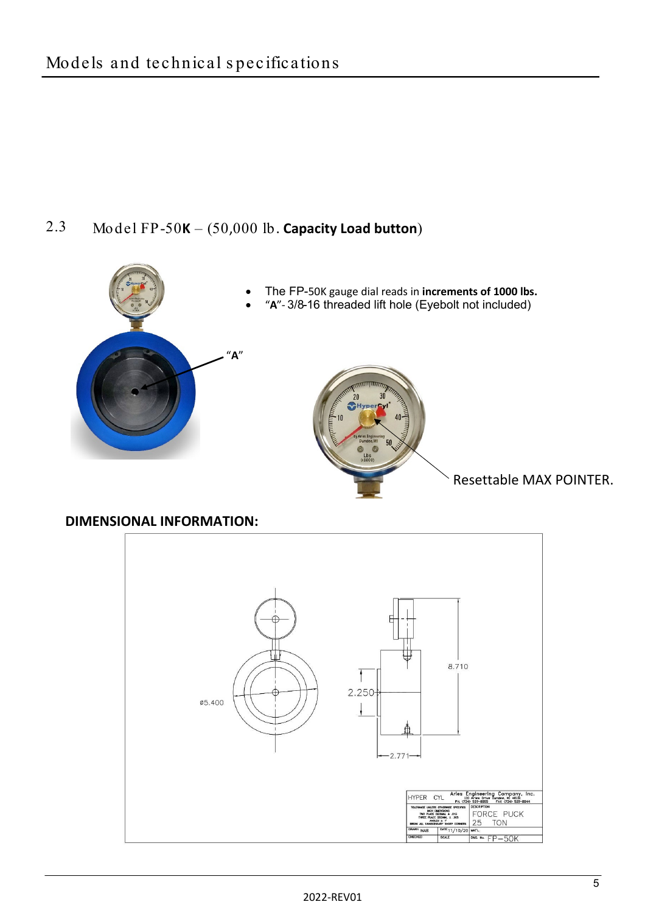## Models and technical specifications

### 2.3 Model FP-50K – (50,000 lb. Capacity Load button)

- The FP-50K gauge dial reads in **increments of 1000 lbs.**
- "**A**"- 3/8-16 threaded lift hole (Eyebolt not included)

"**A**"

Resettable MAX POINTER.

**DIMENSIONAL INFORMATION:**

ø5.400

2.250

8.710

2.771

| HYPER CYL | Aries Engineering Company, Inc. 130 Aries Drive Dundee, MI 48131 PH. (734) 529-8888 FAX (734) 529-8844 | |
|---|---|---|
| TOLERANCE UNLESS OTHERWISE SPECIFIED INCH DIMENSIONS TWO PLACE DECIMAL ± .015 THREE PLACE DECIMAL ± .005 ANGLES ± 1° BREAK ALL UNNECESSARY SHARP CORNERS | DESCRIPTION FORCE PUCK 25 TON | |
| DRAWN MAB | DATE 11/10/20 | MAT'L |
| CHECKED | SCALE | DWG. No. FP-50K |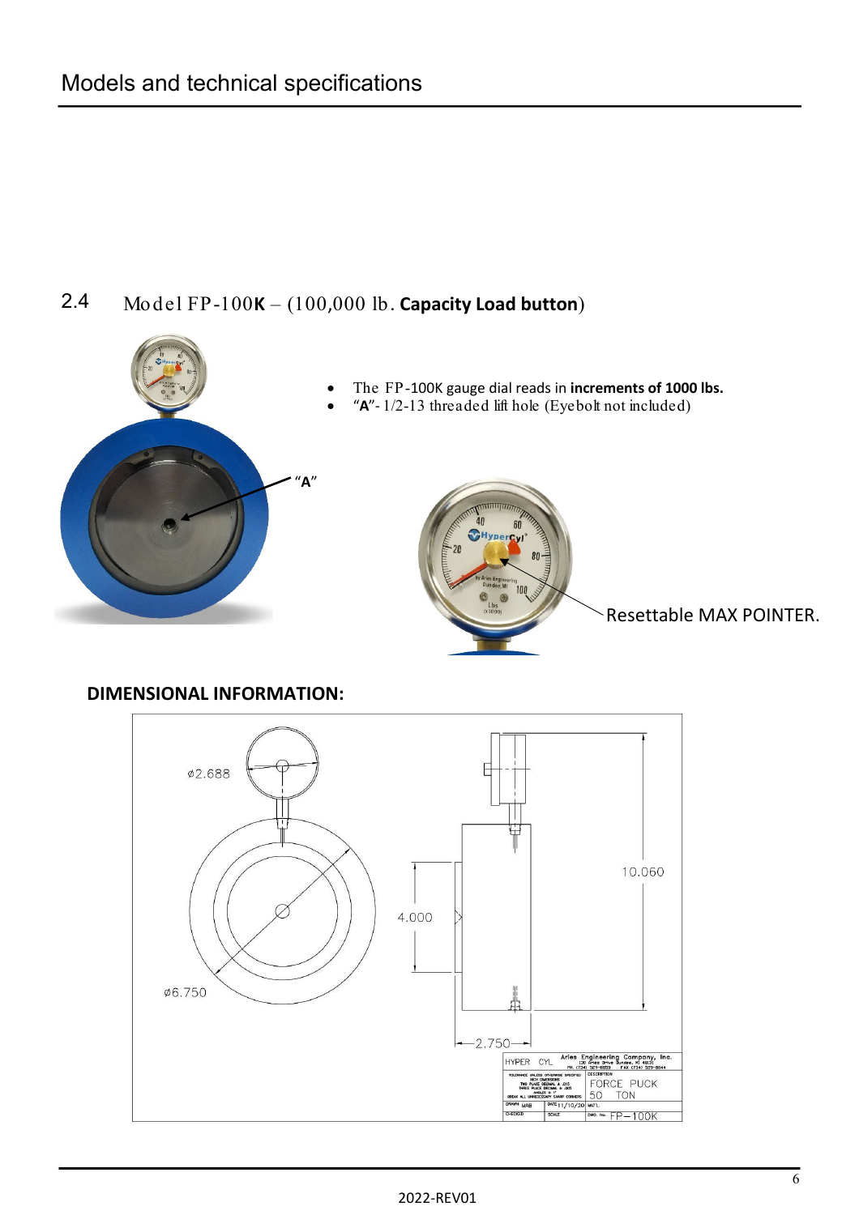# Models and technical specifications

## 2.4 Model FP-100K – (100,000 lb. **Capacity Load button**)

- The FP-100K gauge dial reads in **increments of 1000 lbs.**
- "**A**"- 1/2-13 threaded lift hole (Eyebolt not included)

"**A**"

Resettable MAX POINTER.

### DIMENSIONAL INFORMATION:

ø2.688

ø6.750

4.000

10.060

2.750

HYPER CYL

Aries Engineering Company, Inc.

DESCRIPTION: FORCE PUCK 50 TON

DRAWN: MAB

DATE: 11/10/20

DWG. No. FP-100K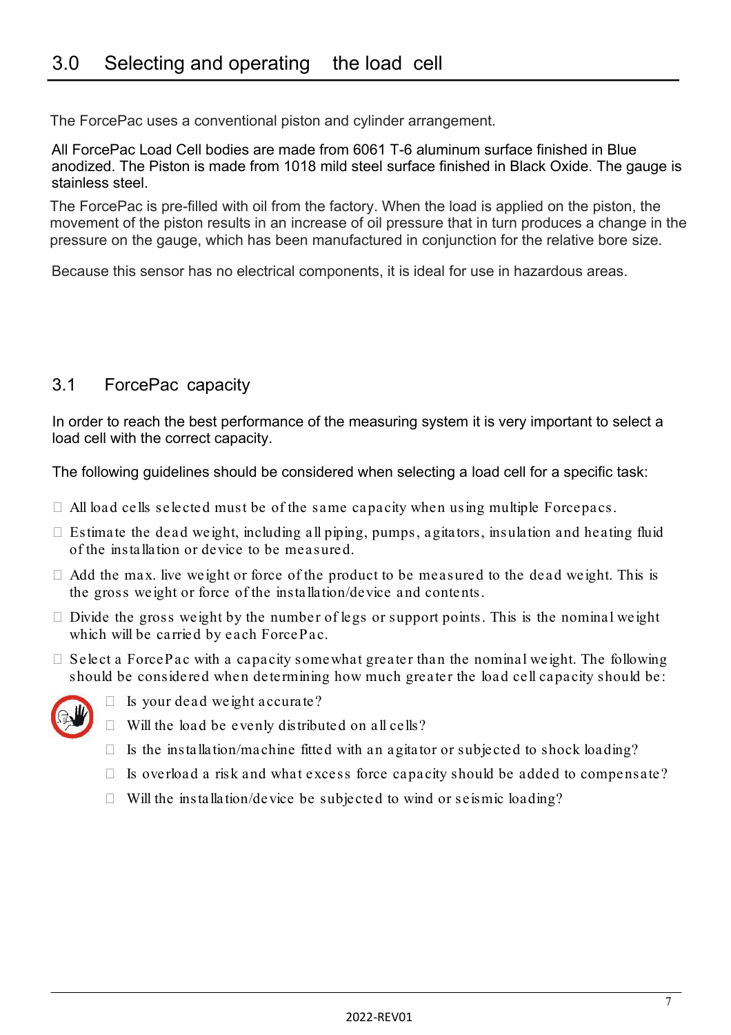## 3.0 Selecting and operating the load cell

The ForcePac uses a conventional piston and cylinder arrangement.

All ForcePac Load Cell bodies are made from 6061 T-6 aluminum surface finished in Blue anodized. The Piston is made from 1018 mild steel surface finished in Black Oxide. The gauge is stainless steel.

The ForcePac is pre-filled with oil from the factory. When the load is applied on the piston, the movement of the piston results in an increase of oil pressure that in turn produces a change in the pressure on the gauge, which has been manufactured in conjunction for the relative bore size.

Because this sensor has no electrical components, it is ideal for use in hazardous areas.

### 3.1 ForcePac capacity

In order to reach the best performance of the measuring system it is very important to select a load cell with the correct capacity.

The following guidelines should be considered when selecting a load cell for a specific task:

- All load cells selected must be of the same capacity when using multiple Forcepacs.
- Estimate the dead weight, including all piping, pumps, agitators, insulation and heating fluid of the installation or device to be measured.
- Add the max. live weight or force of the product to be measured to the dead weight. This is the gross weight or force of the installation/device and contents.
- Divide the gross weight by the number of legs or support points. This is the nominal weight which will be carried by each ForcePac.
- Select a ForcePac with a capacity somewhat greater than the nominal weight. The following should be considered when determining how much greater the load cell capacity should be:
  - Is your dead weight accurate?
  - Will the load be evenly distributed on all cells?
  - Is the installation/machine fitted with an agitator or subjected to shock loading?
  - Is overload a risk and what excess force capacity should be added to compensate?
  - Will the installation/device be subjected to wind or seismic loading?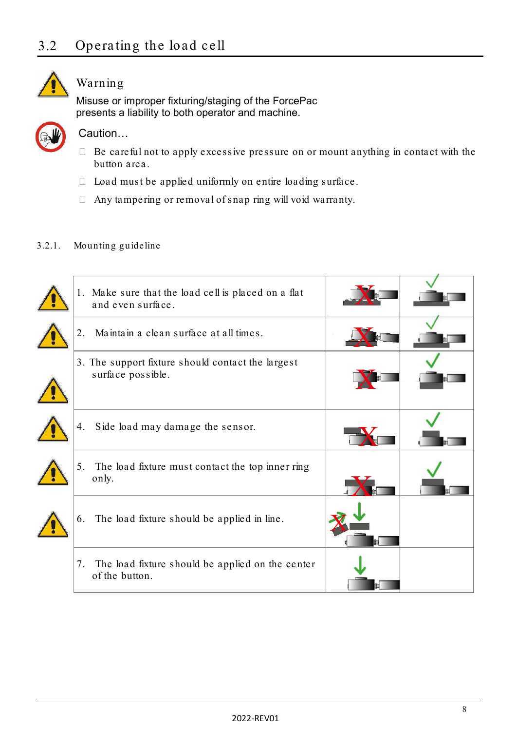## 3.2 Operating the load cell

### Warning

Misuse or improper fixturing/staging of the ForcePac presents a liability to both operator and machine.

### Caution…

- Be careful not to apply excessive pressure on or mount anything in contact with the button area.
- Load must be applied uniformly on entire loading surface.
- Any tampering or removal of snap ring will void warranty.

### 3.2.1. Mounting guideline

| Guideline | Incorrect | Correct |
|---|---|---|
| 1. Make sure that the load cell is placed on a flat and even surface. | X | ✓ |
| 2. Maintain a clean surface at all times. | X | ✓ |
| 3. The support fixture should contact the largest surface possible. | X | ✓ |
| 4. Side load may damage the sensor. | X | ✓ |
| 5. The load fixture must contact the top inner ring only. | X | ✓ |
| 6. The load fixture should be applied in line. | X | |
| 7. The load fixture should be applied on the center of the button. | | |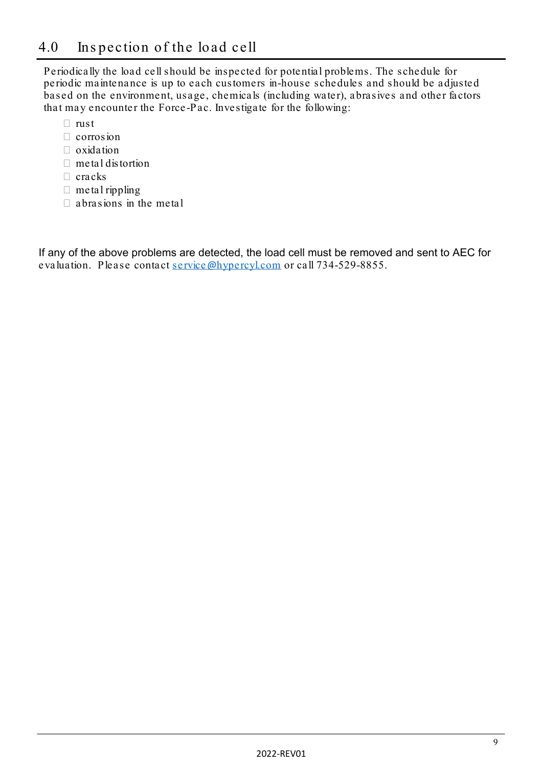## 4.0 Inspection of the load cell

Periodically the load cell should be inspected for potential problems. The schedule for periodic maintenance is up to each customers in-house schedules and should be adjusted based on the environment, usage, chemicals (including water), abrasives and other factors that may encounter the Force-Pac. Investigate for the following:

- rust
- corrosion
- oxidation
- metal distortion
- cracks
- metal rippling
- abrasions in the metal

If any of the above problems are detected, the load cell must be removed and sent to AEC for evaluation. Please contact service@hypercyl.com or call 734-529-8855.

2022-REV01